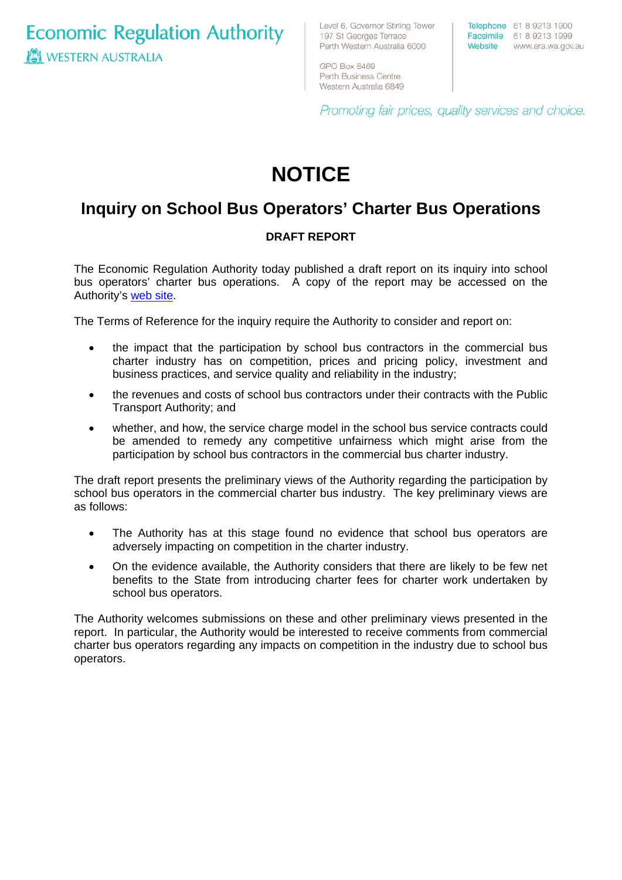Economic Regulation Authority
WESTERN AUSTRALIA

Level 6, Governor Stirling Tower
197 St Georges Terrace
Perth Western Australia 6000

GPO Box 8469
Perth Business Centre
Western Australia 6849

Telephone 61 8 9213 1900
Facsimile 61 8 9213 1999
Website www.era.wa.gov.au

*Promoting fair prices, quality services and choice.*

# NOTICE

## Inquiry on School Bus Operators' Charter Bus Operations

**DRAFT REPORT**

The Economic Regulation Authority today published a draft report on its inquiry into school bus operators' charter bus operations. A copy of the report may be accessed on the Authority's web site.

The Terms of Reference for the inquiry require the Authority to consider and report on:

- the impact that the participation by school bus contractors in the commercial bus charter industry has on competition, prices and pricing policy, investment and business practices, and service quality and reliability in the industry;
- the revenues and costs of school bus contractors under their contracts with the Public Transport Authority; and
- whether, and how, the service charge model in the school bus service contracts could be amended to remedy any competitive unfairness which might arise from the participation by school bus contractors in the commercial bus charter industry.

The draft report presents the preliminary views of the Authority regarding the participation by school bus operators in the commercial charter bus industry. The key preliminary views are as follows:

- The Authority has at this stage found no evidence that school bus operators are adversely impacting on competition in the charter industry.
- On the evidence available, the Authority considers that there are likely to be few net benefits to the State from introducing charter fees for charter work undertaken by school bus operators.

The Authority welcomes submissions on these and other preliminary views presented in the report. In particular, the Authority would be interested to receive comments from commercial charter bus operators regarding any impacts on competition in the industry due to school bus operators.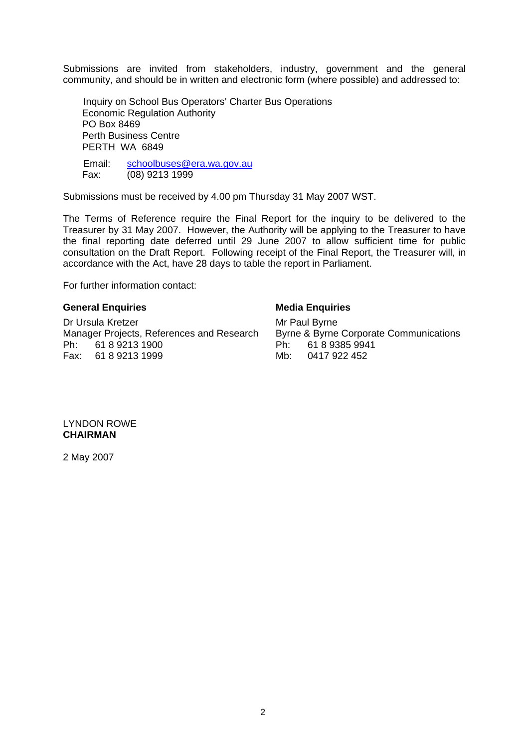Submissions are invited from stakeholders, industry, government and the general community, and should be in written and electronic form (where possible) and addressed to:

Inquiry on School Bus Operators' Charter Bus Operations
Economic Regulation Authority
PO Box 8469
Perth Business Centre
PERTH WA 6849

Email: schoolbuses@era.wa.gov.au
Fax: (08) 9213 1999

Submissions must be received by 4.00 pm Thursday 31 May 2007 WST.

The Terms of Reference require the Final Report for the inquiry to be delivered to the Treasurer by 31 May 2007. However, the Authority will be applying to the Treasurer to have the final reporting date deferred until 29 June 2007 to allow sufficient time for public consultation on the Draft Report. Following receipt of the Final Report, the Treasurer will, in accordance with the Act, have 28 days to table the report in Parliament.

For further information contact:

**General Enquiries**

Dr Ursula Kretzer
Manager Projects, References and Research
Ph: 61 8 9213 1900
Fax: 61 8 9213 1999

**Media Enquiries**

Mr Paul Byrne
Byrne & Byrne Corporate Communications
Ph: 61 8 9385 9941
Mb: 0417 922 452

LYNDON ROWE
**CHAIRMAN**

2 May 2007